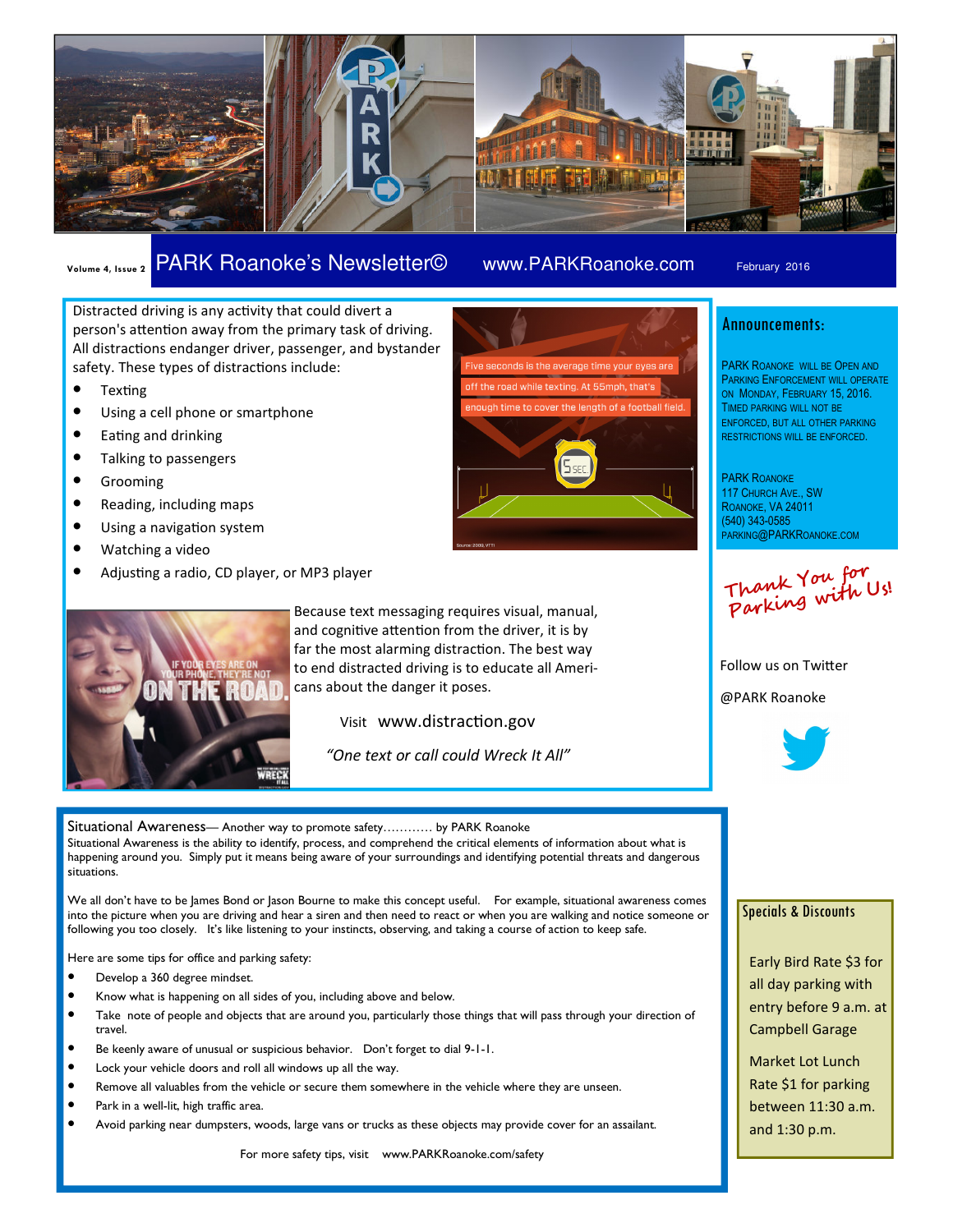Volume 4, Issue 2

# PARK Roanoke's Newsletter©

www.PARKRoanoke.com

February 2016

Distracted driving is any activity that could divert a person's attention away from the primary task of driving. All distractions endanger driver, passenger, and bystander safety. These types of distractions include:

- Texting
- Using a cell phone or smartphone
- Eating and drinking
- Talking to passengers
- Grooming
- Reading, including maps
- Using a navigation system
- Watching a video
- Adjusting a radio, CD player, or MP3 player

Five seconds is the average time your eyes are off the road while texting. At 55mph, that's enough time to cover the length of a football field.

IF YOUR EYES ARE ON YOUR PHONE, THEY'RE NOT ON THE ROAD.

Because text messaging requires visual, manual, and cognitive attention from the driver, it is by far the most alarming distraction. The best way to end distracted driving is to educate all Americans about the danger it poses.

Visit www.distraction.gov

*"One text or call could Wreck It All"*

## Announcements:

PARK Roanoke will be open and Parking Enforcement will operate on Monday, February 15, 2016. Timed parking will not be enforced, but all other parking restrictions will be enforced.

PARK Roanoke
117 Church Ave., SW
Roanoke, VA 24011
(540) 343-0585
parking@PARKRoanoke.com

**Thank You for Parking with Us!**

Follow us on Twitter

@PARK Roanoke

## Situational Awareness— Another way to promote safety………… by PARK Roanoke

Situational Awareness is the ability to identify, process, and comprehend the critical elements of information about what is happening around you. Simply put it means being aware of your surroundings and identifying potential threats and dangerous situations.

We all don't have to be James Bond or Jason Bourne to make this concept useful. For example, situational awareness comes into the picture when you are driving and hear a siren and then need to react or when you are walking and notice someone or following you too closely. It's like listening to your instincts, observing, and taking a course of action to keep safe.

Here are some tips for office and parking safety:

- Develop a 360 degree mindset.
- Know what is happening on all sides of you, including above and below.
- Take note of people and objects that are around you, particularly those things that will pass through your direction of travel.
- Be keenly aware of unusual or suspicious behavior. Don't forget to dial 9-1-1.
- Lock your vehicle doors and roll all windows up all the way.
- Remove all valuables from the vehicle or secure them somewhere in the vehicle where they are unseen.
- Park in a well-lit, high traffic area.
- Avoid parking near dumpsters, woods, large vans or trucks as these objects may provide cover for an assailant.

For more safety tips, visit www.PARKRoanoke.com/safety

## Specials & Discounts

Early Bird Rate $3 for all day parking with entry before 9 a.m. at Campbell Garage

Market Lot Lunch Rate $1 for parking between 11:30 a.m. and 1:30 p.m.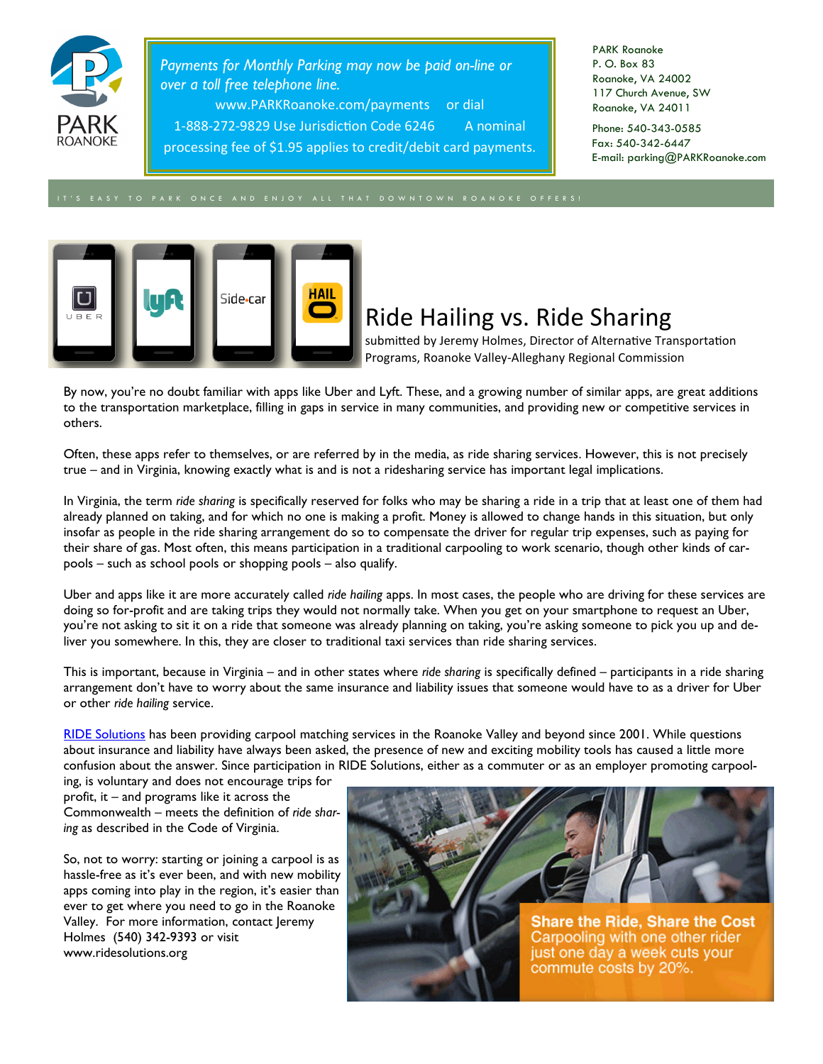PARK Roanoke
P. O. Box 83
Roanoke, VA 24002
117 Church Avenue, SW
Roanoke, VA 24011

Phone: 540-343-0585
Fax: 540-342-6447
E-mail: parking@PARKRoanoke.com

*Payments for Monthly Parking may now be paid on-line or over a toll free telephone line.*
www.PARKRoanoke.com/payments or dial 1-888-272-9829 Use Jurisdiction Code 6246 A nominal processing fee of $1.95 applies to credit/debit card payments.

IT'S EASY TO PARK ONCE AND ENJOY ALL THAT DOWNTOWN ROANOKE OFFERS!

# Ride Hailing vs. Ride Sharing

submitted by Jeremy Holmes, Director of Alternative Transportation Programs, Roanoke Valley-Alleghany Regional Commission

By now, you're no doubt familiar with apps like Uber and Lyft. These, and a growing number of similar apps, are great additions to the transportation marketplace, filling in gaps in service in many communities, and providing new or competitive services in others.

Often, these apps refer to themselves, or are referred by in the media, as ride sharing services. However, this is not precisely true – and in Virginia, knowing exactly what is and is not a ridesharing service has important legal implications.

In Virginia, the term *ride sharing* is specifically reserved for folks who may be sharing a ride in a trip that at least one of them had already planned on taking, and for which no one is making a profit. Money is allowed to change hands in this situation, but only insofar as people in the ride sharing arrangement do so to compensate the driver for regular trip expenses, such as paying for their share of gas. Most often, this means participation in a traditional carpooling to work scenario, though other kinds of carpools – such as school pools or shopping pools – also qualify.

Uber and apps like it are more accurately called *ride hailing* apps. In most cases, the people who are driving for these services are doing so for-profit and are taking trips they would not normally take. When you get on your smartphone to request an Uber, you're not asking to sit it on a ride that someone was already planning on taking, you're asking someone to pick you up and deliver you somewhere. In this, they are closer to traditional taxi services than ride sharing services.

This is important, because in Virginia – and in other states where *ride sharing* is specifically defined – participants in a ride sharing arrangement don't have to worry about the same insurance and liability issues that someone would have to as a driver for Uber or other *ride hailing* service.

[RIDE Solutions] has been providing carpool matching services in the Roanoke Valley and beyond since 2001. While questions about insurance and liability have always been asked, the presence of new and exciting mobility tools has caused a little more confusion about the answer. Since participation in RIDE Solutions, either as a commuter or as an employer promoting carpooling, is voluntary and does not encourage trips for profit, it – and programs like it across the Commonwealth – meets the definition of *ride sharing* as described in the Code of Virginia.

So, not to worry: starting or joining a carpool is as hassle-free as it's ever been, and with new mobility apps coming into play in the region, it's easier than ever to get where you need to go in the Roanoke Valley. For more information, contact Jeremy Holmes (540) 342-9393 or visit www.ridesolutions.org

**Share the Ride, Share the Cost**
Carpooling with one other rider just one day a week cuts your commute costs by 20%.